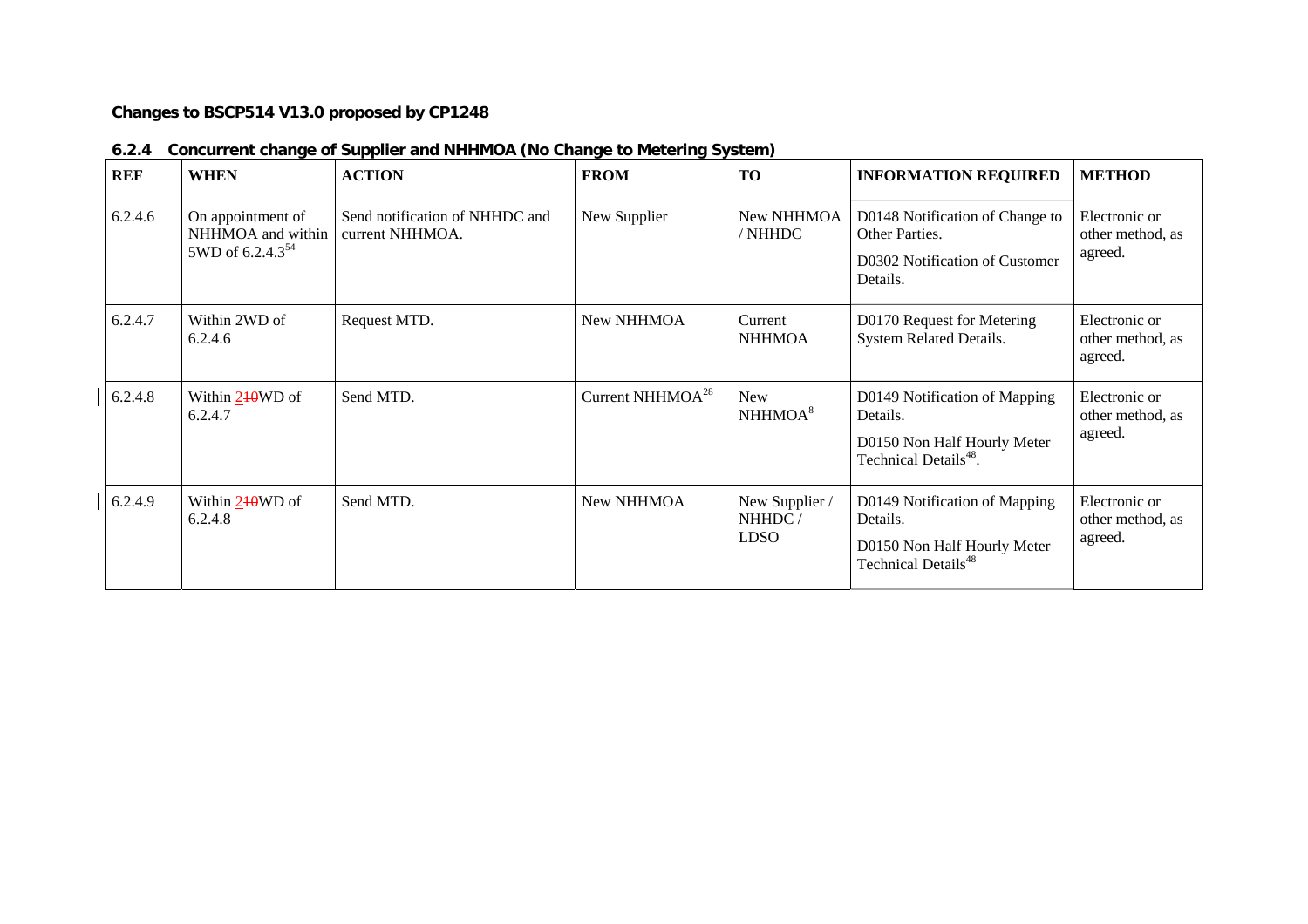**Changes to BSCP514 V13.0 proposed by CP1248**

### 6.2.4 Concurrent change of Supplier and NHHMOA (No Change to Metering System)

| REF | WHEN | ACTION | FROM | TO | INFORMATION REQUIRED | METHOD |
|---|---|---|---|---|---|---|
| 6.2.4.6 | On appointment of NHHMOA and within 5WD of 6.2.4.3[54] | Send notification of NHHDC and current NHHMOA. | New Supplier | New NHHMOA / NHHDC | D0148 Notification of Change to Other Parties.<br>D0302 Notification of Customer Details. | Electronic or other method, as agreed. |
| 6.2.4.7 | Within 2WD of 6.2.4.6 | Request MTD. | New NHHMOA | Current NHHMOA | D0170 Request for Metering System Related Details. | Electronic or other method, as agreed. |
| 6.2.4.8 | Within ~~10~~2WD of 6.2.4.7 | Send MTD. | Current NHHMOA[28] | New NHHMOA[8] | D0149 Notification of Mapping Details.<br>D0150 Non Half Hourly Meter Technical Details[48]. | Electronic or other method, as agreed. |
| 6.2.4.9 | Within ~~10~~2WD of 6.2.4.8 | Send MTD. | New NHHMOA | New Supplier / NHHDC / LDSO | D0149 Notification of Mapping Details.<br>D0150 Non Half Hourly Meter Technical Details[48] | Electronic or other method, as agreed. |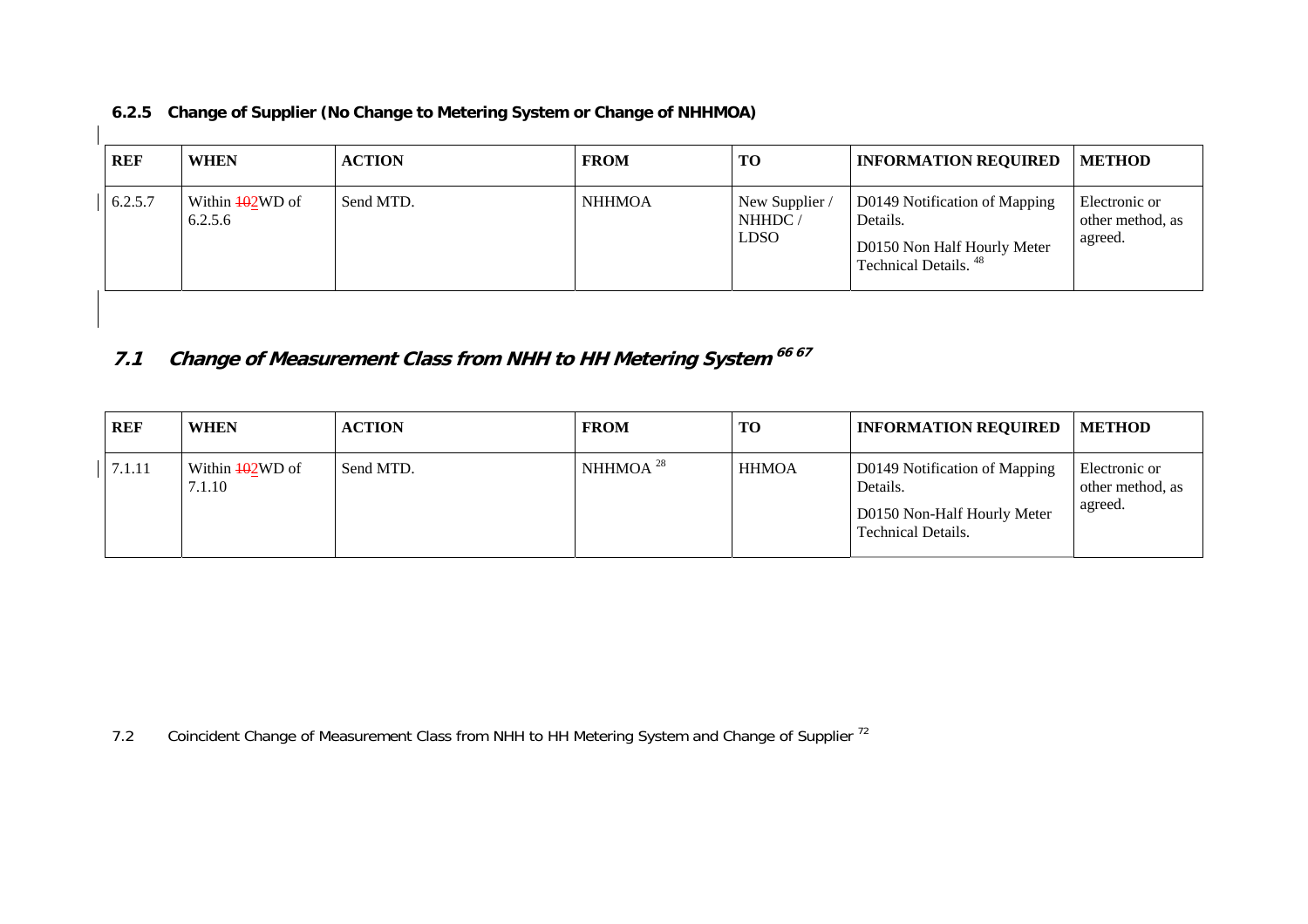### 6.2.5 Change of Supplier (No Change to Metering System or Change of NHHMOA)

| REF | WHEN | ACTION | FROM | TO | INFORMATION REQUIRED | METHOD |
|---|---|---|---|---|---|---|
| 6.2.5.7 | Within ~~10~~2WD of 6.2.5.6 | Send MTD. | NHHMOA | New Supplier / NHHDC / LDSO | D0149 Notification of Mapping Details.<br>D0150 Non Half Hourly Meter Technical Details. [48] | Electronic or other method, as agreed. |

## 7.1 Change of Measurement Class from NHH to HH Metering System [66] [67]

| REF | WHEN | ACTION | FROM | TO | INFORMATION REQUIRED | METHOD |
|---|---|---|---|---|---|---|
| 7.1.11 | Within ~~10~~2WD of 7.1.10 | Send MTD. | NHHMOA [28] | HHMOA | D0149 Notification of Mapping Details.<br>D0150 Non-Half Hourly Meter Technical Details. | Electronic or other method, as agreed. |

7.2 Coincident Change of Measurement Class from NHH to HH Metering System and Change of Supplier [72]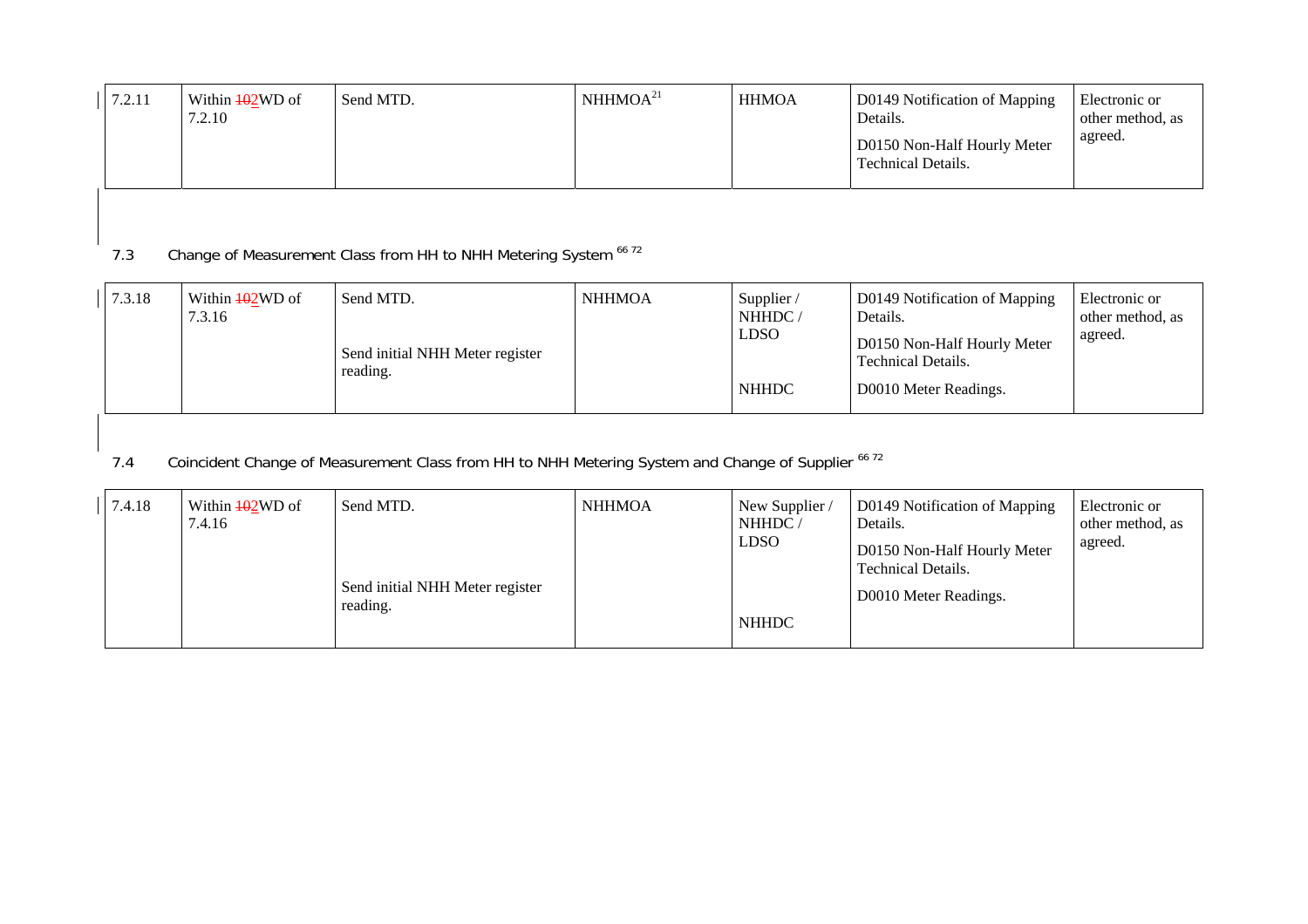| | | | | | | |
|---|---|---|---|---|---|---|
| 7.2.11 | Within ~~10~~2WD of 7.2.10 | Send MTD. | NHHMOA[21] | HHMOA | D0149 Notification of Mapping Details.<br>D0150 Non-Half Hourly Meter Technical Details. | Electronic or other method, as agreed. |

## 7.3 Change of Measurement Class from HH to NHH Metering System [66 72]

| | | | | | | |
|---|---|---|---|---|---|---|
| 7.3.18 | Within ~~10~~2WD of 7.3.16 | Send MTD.<br><br>Send initial NHH Meter register reading. | NHHMOA | Supplier / NHHDC / LDSO<br><br>NHHDC | D0149 Notification of Mapping Details.<br>D0150 Non-Half Hourly Meter Technical Details.<br>D0010 Meter Readings. | Electronic or other method, as agreed. |

## 7.4 Coincident Change of Measurement Class from HH to NHH Metering System and Change of Supplier [66 72]

| | | | | | | |
|---|---|---|---|---|---|---|
| 7.4.18 | Within ~~10~~2WD of 7.4.16 | Send MTD.<br><br>Send initial NHH Meter register reading. | NHHMOA | New Supplier / NHHDC / LDSO<br><br>NHHDC | D0149 Notification of Mapping Details.<br>D0150 Non-Half Hourly Meter Technical Details.<br>D0010 Meter Readings. | Electronic or other method, as agreed. |